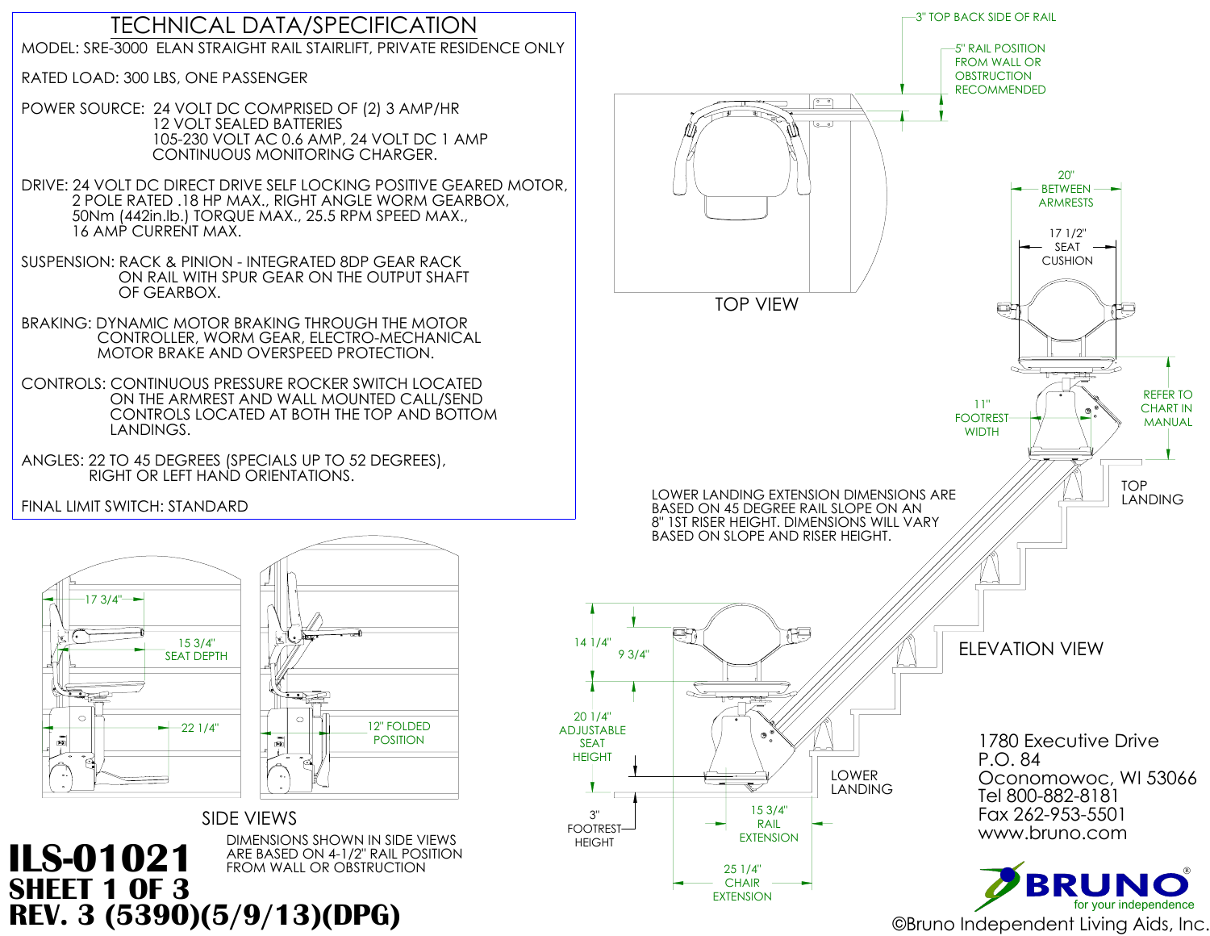# TECHNICAL DATA/SPECIFICATION

MODEL: SRE-3000 ELAN STRAIGHT RAIL STAIRLIFT, PRIVATE RESIDENCE ONLY

RATED LOAD: 300 LBS, ONE PASSENGER

POWER SOURCE: 24 VOLT DC COMPRISED OF (2) 3 AMP/HR 12 VOLT SEALED BATTERIES 105-230 VOLT AC 0.6 AMP, 24 VOLT DC 1 AMP CONTINUOUS MONITORING CHARGER.

DRIVE: 24 VOLT DC DIRECT DRIVE SELF LOCKING POSITIVE GEARED MOTOR, 2 POLE RATED .18 HP MAX., RIGHT ANGLE WORM GEARBOX, 50Nm (442in.lb.) TORQUE MAX., 25.5 RPM SPEED MAX., 16 AMP CURRENT MAX.

SUSPENSION: RACK & PINION - INTEGRATED 8DP GEAR RACK ON RAIL WITH SPUR GEAR ON THE OUTPUT SHAFT OF GEARBOX.

BRAKING: DYNAMIC MOTOR BRAKING THROUGH THE MOTOR CONTROLLER, WORM GEAR, ELECTRO-MECHANICAL MOTOR BRAKE AND OVERSPEED PROTECTION.

CONTROLS: CONTINUOUS PRESSURE ROCKER SWITCH LOCATED ON THE ARMREST AND WALL MOUNTED CALL/SEND CONTROLS LOCATED AT BOTH THE TOP AND BOTTOM LANDINGS.

ANGLES: 22 TO 45 DEGREES (SPECIALS UP TO 52 DEGREES), RIGHT OR LEFT HAND ORIENTATIONS.

FINAL LIMIT SWITCH: STANDARD

## TOP VIEW

- 3" TOP BACK SIDE OF RAIL
- 5" RAIL POSITION FROM WALL OR OBSTRUCTION RECOMMENDED

## SIDE VIEWS

- 17 3/4"
- 15 3/4" SEAT DEPTH
- 22 1/4"
- 12" FOLDED POSITION

DIMENSIONS SHOWN IN SIDE VIEWS ARE BASED ON 4-1/2" RAIL POSITION FROM WALL OR OBSTRUCTION

## ELEVATION VIEW

- 20" BETWEEN ARMRESTS
- 17 1/2" SEAT CUSHION
- 11" FOOTREST WIDTH
- REFER TO CHART IN MANUAL
- TOP LANDING
- LOWER LANDING
- 14 1/4"
- 9 3/4"
- 20 1/4" ADJUSTABLE SEAT HEIGHT
- 3" FOOTREST HEIGHT
- 15 3/4" RAIL EXTENSION
- 25 1/4" CHAIR EXTENSION

LOWER LANDING EXTENSION DIMENSIONS ARE BASED ON 45 DEGREE RAIL SLOPE ON AN 8" 1ST RISER HEIGHT. DIMENSIONS WILL VARY BASED ON SLOPE AND RISER HEIGHT.

1780 Executive Drive
P.O. 84
Oconomowoc, WI 53066
Tel 800-882-8181
Fax 262-953-5501
www.bruno.com

BRUNO® for your independence

©Bruno Independent Living Aids, Inc.

**ILS-01021**
**SHEET 1 OF 3**
**REV. 3 (5390)(5/9/13)(DPG)**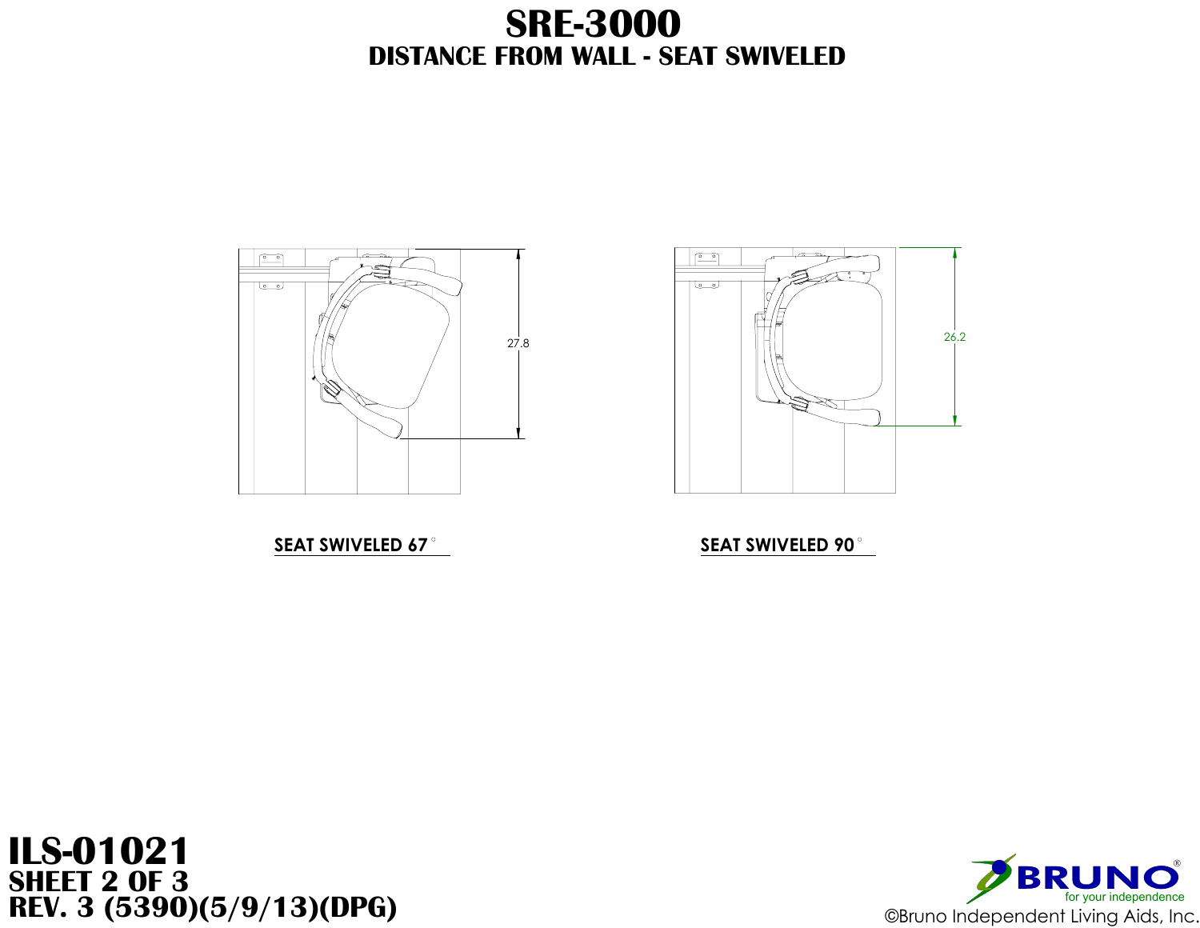# SRE-3000

## DISTANCE FROM WALL - SEAT SWIVELED

27.8

**SEAT SWIVELED 67°**

26.2

**SEAT SWIVELED 90°**

**ILS-01021**
**SHEET 2 OF 3**
**REV. 3 (5390)(5/9/13)(DPG)**

BRUNO® for your independence
©Bruno Independent Living Aids, Inc.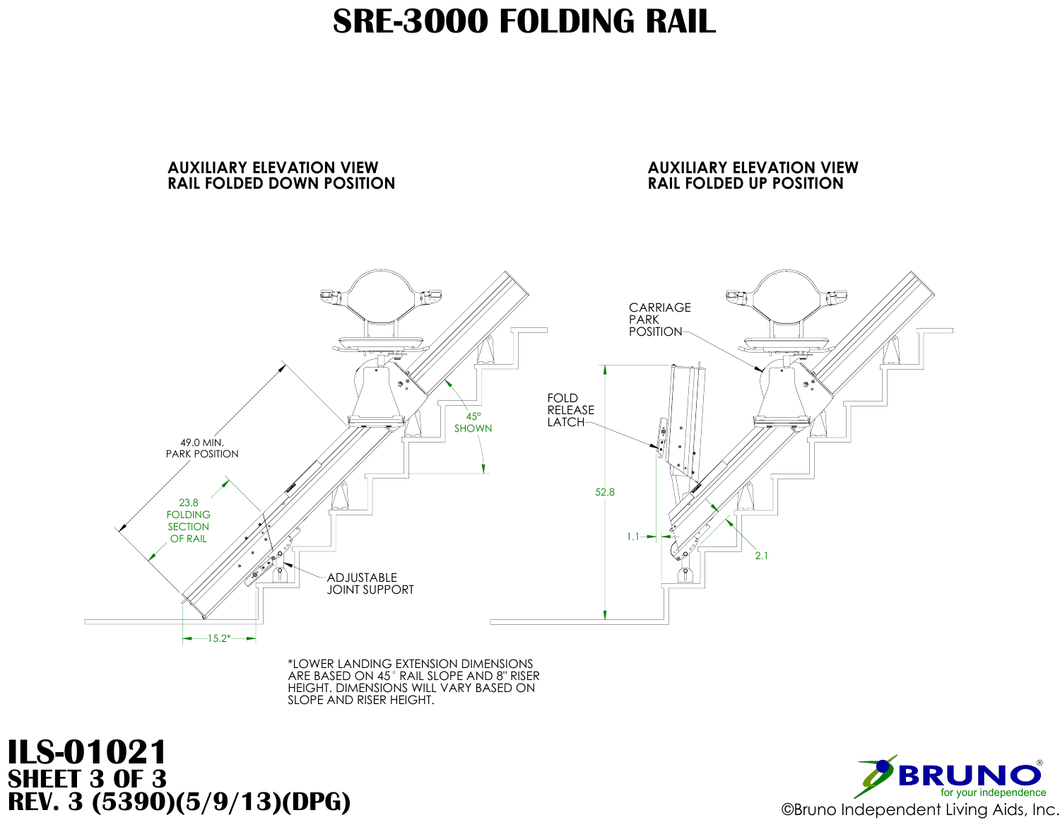# SRE-3000 FOLDING RAIL

## AUXILIARY ELEVATION VIEW
## RAIL FOLDED DOWN POSITION

49.0 MIN.
PARK POSITION

23.8
FOLDING
SECTION
OF RAIL

45°
SHOWN

ADJUSTABLE
JOINT SUPPORT

15.2*

## AUXILIARY ELEVATION VIEW
## RAIL FOLDED UP POSITION

CARRIAGE
PARK
POSITION

FOLD
RELEASE
LATCH

52.8

1.1

2.1

*LOWER LANDING EXTENSION DIMENSIONS ARE BASED ON 45° RAIL SLOPE AND 8" RISER HEIGHT. DIMENSIONS WILL VARY BASED ON SLOPE AND RISER HEIGHT.

**ILS-01021**
**SHEET 3 OF 3**
**REV. 3 (5390)(5/9/13)(DPG)**

BRUNO®
for your independence
©Bruno Independent Living Aids, Inc.